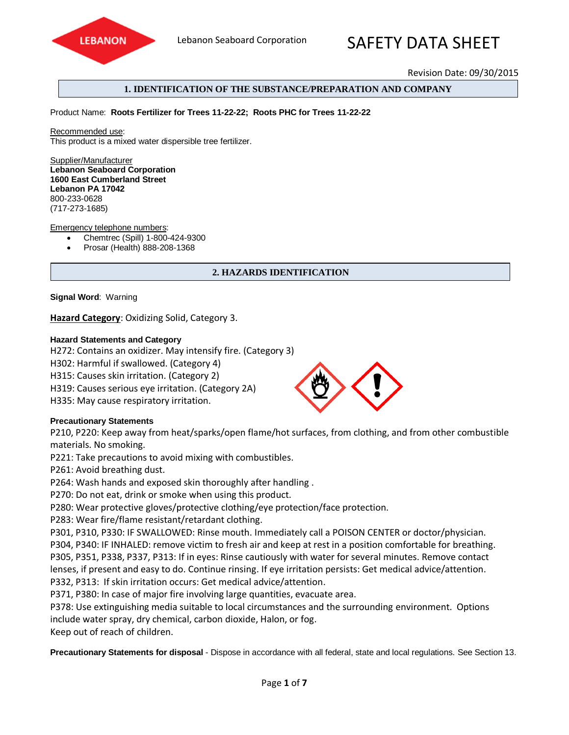LEBANON

Lebanon Seaboard Corporation

# SAFETY DATA SHEET

Revision Date: 09/30/2015

## 1. IDENTIFICATION OF THE SUBSTANCE/PREPARATION AND COMPANY

Product Name: **Roots Fertilizer for Trees 11-22-22; Roots PHC for Trees 11-22-22**

Recommended use:
This product is a mixed water dispersible tree fertilizer.

Supplier/Manufacturer
**Lebanon Seaboard Corporation**
**1600 East Cumberland Street**
**Lebanon PA 17042**
800-233-0628
(717-273-1685)

Emergency telephone numbers:

- Chemtrec (Spill) 1-800-424-9300
- Prosar (Health) 888-208-1368

## 2. HAZARDS IDENTIFICATION

**Signal Word**: Warning

**Hazard Category**: Oxidizing Solid, Category 3.

**Hazard Statements and Category**

H272: Contains an oxidizer. May intensify fire. (Category 3)
H302: Harmful if swallowed. (Category 4)
H315: Causes skin irritation. (Category 2)
H319: Causes serious eye irritation. (Category 2A)
H335: May cause respiratory irritation.

**Precautionary Statements**

P210, P220: Keep away from heat/sparks/open flame/hot surfaces, from clothing, and from other combustible materials. No smoking.
P221: Take precautions to avoid mixing with combustibles.
P261: Avoid breathing dust.
P264: Wash hands and exposed skin thoroughly after handling .
P270: Do not eat, drink or smoke when using this product.
P280: Wear protective gloves/protective clothing/eye protection/face protection.
P283: Wear fire/flame resistant/retardant clothing.
P301, P310, P330: IF SWALLOWED: Rinse mouth. Immediately call a POISON CENTER or doctor/physician.
P304, P340: IF INHALED: remove victim to fresh air and keep at rest in a position comfortable for breathing.
P305, P351, P338, P337, P313: If in eyes: Rinse cautiously with water for several minutes. Remove contact lenses, if present and easy to do. Continue rinsing. If eye irritation persists: Get medical advice/attention.
P332, P313: If skin irritation occurs: Get medical advice/attention.
P371, P380: In case of major fire involving large quantities, evacuate area.
P378: Use extinguishing media suitable to local circumstances and the surrounding environment. Options include water spray, dry chemical, carbon dioxide, Halon, or fog.
Keep out of reach of children.

**Precautionary Statements for disposal** - Dispose in accordance with all federal, state and local regulations. See Section 13.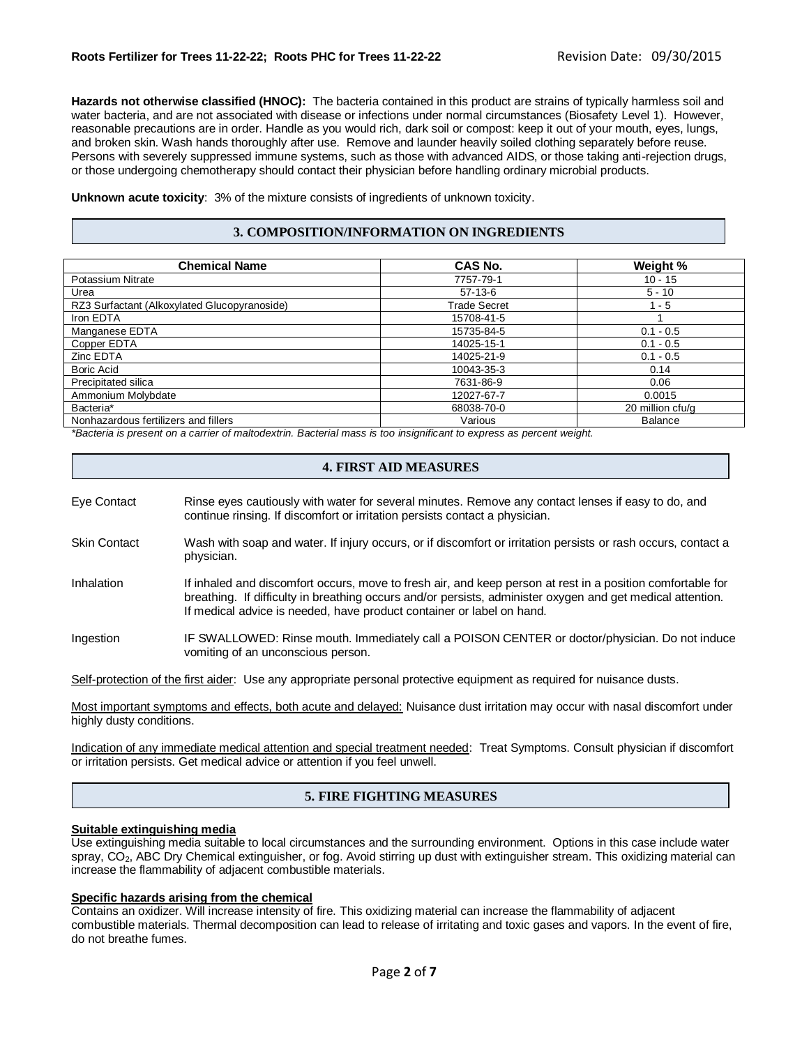**Hazards not otherwise classified (HNOC):** The bacteria contained in this product are strains of typically harmless soil and water bacteria, and are not associated with disease or infections under normal circumstances (Biosafety Level 1). However, reasonable precautions are in order. Handle as you would rich, dark soil or compost: keep it out of your mouth, eyes, lungs, and broken skin. Wash hands thoroughly after use. Remove and launder heavily soiled clothing separately before reuse. Persons with severely suppressed immune systems, such as those with advanced AIDS, or those taking anti-rejection drugs, or those undergoing chemotherapy should contact their physician before handling ordinary microbial products.

**Unknown acute toxicity**: 3% of the mixture consists of ingredients of unknown toxicity.

## 3. COMPOSITION/INFORMATION ON INGREDIENTS

| Chemical Name | CAS No. | Weight % |
|---|---|---|
| Potassium Nitrate | 7757-79-1 | 10 - 15 |
| Urea | 57-13-6 | 5 - 10 |
| RZ3 Surfactant (Alkoxylated Glucopyranoside) | Trade Secret | 1 - 5 |
| Iron EDTA | 15708-41-5 | 1 |
| Manganese EDTA | 15735-84-5 | 0.1 - 0.5 |
| Copper EDTA | 14025-15-1 | 0.1 - 0.5 |
| Zinc EDTA | 14025-21-9 | 0.1 - 0.5 |
| Boric Acid | 10043-35-3 | 0.14 |
| Precipitated silica | 7631-86-9 | 0.06 |
| Ammonium Molybdate | 12027-67-7 | 0.0015 |
| Bacteria* | 68038-70-0 | 20 million cfu/g |
| Nonhazardous fertilizers and fillers | Various | Balance |

*\*Bacteria is present on a carrier of maltodextrin. Bacterial mass is too insignificant to express as percent weight.*

## 4. FIRST AID MEASURES

Eye Contact — Rinse eyes cautiously with water for several minutes. Remove any contact lenses if easy to do, and continue rinsing. If discomfort or irritation persists contact a physician.

Skin Contact — Wash with soap and water. If injury occurs, or if discomfort or irritation persists or rash occurs, contact a physician.

Inhalation — If inhaled and discomfort occurs, move to fresh air, and keep person at rest in a position comfortable for breathing. If difficulty in breathing occurs and/or persists, administer oxygen and get medical attention. If medical advice is needed, have product container or label on hand.

Ingestion — IF SWALLOWED: Rinse mouth. Immediately call a POISON CENTER or doctor/physician. Do not induce vomiting of an unconscious person.

Self-protection of the first aider: Use any appropriate personal protective equipment as required for nuisance dusts.

Most important symptoms and effects, both acute and delayed: Nuisance dust irritation may occur with nasal discomfort under highly dusty conditions.

Indication of any immediate medical attention and special treatment needed: Treat Symptoms. Consult physician if discomfort or irritation persists. Get medical advice or attention if you feel unwell.

## 5. FIRE FIGHTING MEASURES

**Suitable extinguishing media**

Use extinguishing media suitable to local circumstances and the surrounding environment. Options in this case include water spray, $CO_2$, ABC Dry Chemical extinguisher, or fog. Avoid stirring up dust with extinguisher stream. This oxidizing material can increase the flammability of adjacent combustible materials.

**Specific hazards arising from the chemical**

Contains an oxidizer. Will increase intensity of fire. This oxidizing material can increase the flammability of adjacent combustible materials. Thermal decomposition can lead to release of irritating and toxic gases and vapors. In the event of fire, do not breathe fumes.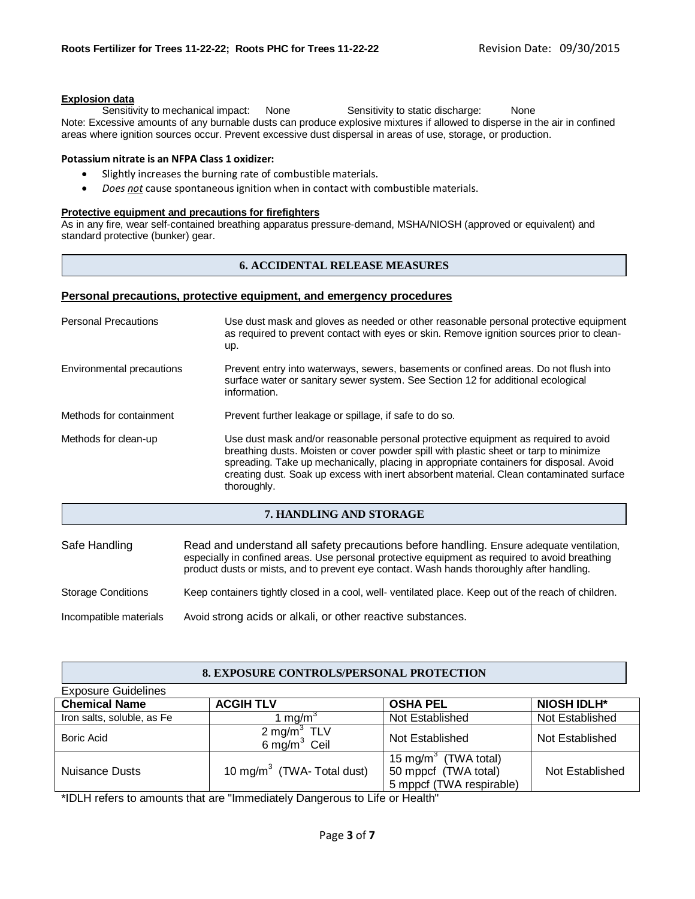**Explosion data**

Sensitivity to mechanical impact: None    Sensitivity to static discharge: None

Note: Excessive amounts of any burnable dusts can produce explosive mixtures if allowed to disperse in the air in confined areas where ignition sources occur. Prevent excessive dust dispersal in areas of use, storage, or production.

**Potassium nitrate is an NFPA Class 1 oxidizer:**

- Slightly increases the burning rate of combustible materials.
- *Does not* cause spontaneous ignition when in contact with combustible materials.

**Protective equipment and precautions for firefighters**

As in any fire, wear self-contained breathing apparatus pressure-demand, MSHA/NIOSH (approved or equivalent) and standard protective (bunker) gear.

## 6. ACCIDENTAL RELEASE MEASURES

### Personal precautions, protective equipment, and emergency procedures

| | |
|---|---|
| Personal Precautions | Use dust mask and gloves as needed or other reasonable personal protective equipment as required to prevent contact with eyes or skin. Remove ignition sources prior to clean-up. |
| Environmental precautions | Prevent entry into waterways, sewers, basements or confined areas. Do not flush into surface water or sanitary sewer system. See Section 12 for additional ecological information. |
| Methods for containment | Prevent further leakage or spillage, if safe to do so. |
| Methods for clean-up | Use dust mask and/or reasonable personal protective equipment as required to avoid breathing dusts. Moisten or cover powder spill with plastic sheet or tarp to minimize spreading. Take up mechanically, placing in appropriate containers for disposal. Avoid creating dust. Soak up excess with inert absorbent material. Clean contaminated surface thoroughly. |

## 7. HANDLING AND STORAGE

| | |
|---|---|
| Safe Handling | Read and understand all safety precautions before handling. Ensure adequate ventilation, especially in confined areas. Use personal protective equipment as required to avoid breathing product dusts or mists, and to prevent eye contact. Wash hands thoroughly after handling. |
| Storage Conditions | Keep containers tightly closed in a cool, well- ventilated place. Keep out of the reach of children. |
| Incompatible materials | Avoid strong acids or alkali, or other reactive substances. |

## 8. EXPOSURE CONTROLS/PERSONAL PROTECTION

Exposure Guidelines

| Chemical Name | ACGIH TLV | OSHA PEL | NIOSH IDLH* |
|---|---|---|---|
| Iron salts, soluble, as Fe | 1 $mg/m^3$ | Not Established | Not Established |
| Boric Acid | 2 $mg/m^3$ TLV<br>6 $mg/m^3$ Ceil | Not Established | Not Established |
| Nuisance Dusts | 10 $mg/m^3$ (TWA- Total dust) | 15 $mg/m^3$ (TWA total)<br>50 mppcf (TWA total)<br>5 mppcf (TWA respirable) | Not Established |

*IDLH refers to amounts that are "Immediately Dangerous to Life or Health"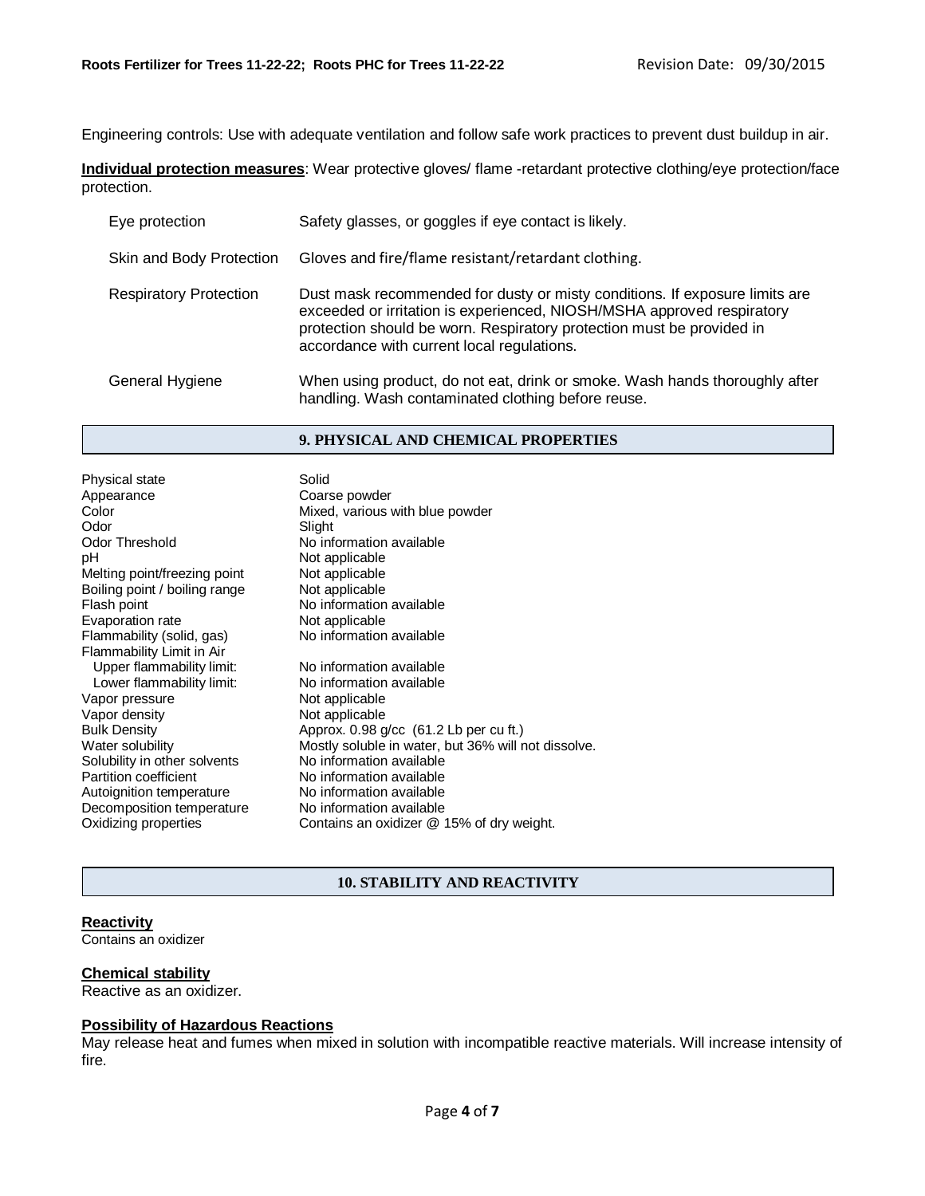Engineering controls: Use with adequate ventilation and follow safe work practices to prevent dust buildup in air.

**Individual protection measures**: Wear protective gloves/ flame -retardant protective clothing/eye protection/face protection.

| | |
|---|---|
| Eye protection | Safety glasses, or goggles if eye contact is likely. |
| Skin and Body Protection | Gloves and fire/flame resistant/retardant clothing. |
| Respiratory Protection | Dust mask recommended for dusty or misty conditions. If exposure limits are exceeded or irritation is experienced, NIOSH/MSHA approved respiratory protection should be worn. Respiratory protection must be provided in accordance with current local regulations. |
| General Hygiene | When using product, do not eat, drink or smoke. Wash hands thoroughly after handling. Wash contaminated clothing before reuse. |

## 9. PHYSICAL AND CHEMICAL PROPERTIES

| | |
|---|---|
| Physical state | Solid |
| Appearance | Coarse powder |
| Color | Mixed, various with blue powder |
| Odor | Slight |
| Odor Threshold | No information available |
| pH | Not applicable |
| Melting point/freezing point | Not applicable |
| Boiling point / boiling range | Not applicable |
| Flash point | No information available |
| Evaporation rate | Not applicable |
| Flammability (solid, gas) | No information available |
| Flammability Limit in Air | |
| Upper flammability limit: | No information available |
| Lower flammability limit: | No information available |
| Vapor pressure | Not applicable |
| Vapor density | Not applicable |
| Bulk Density | Approx. 0.98 g/cc (61.2 Lb per cu ft.) |
| Water solubility | Mostly soluble in water, but 36% will not dissolve. |
| Solubility in other solvents | No information available |
| Partition coefficient | No information available |
| Autoignition temperature | No information available |
| Decomposition temperature | No information available |
| Oxidizing properties | Contains an oxidizer @ 15% of dry weight. |

## 10. STABILITY AND REACTIVITY

**Reactivity**

Contains an oxidizer

**Chemical stability**

Reactive as an oxidizer.

**Possibility of Hazardous Reactions**

May release heat and fumes when mixed in solution with incompatible reactive materials. Will increase intensity of fire.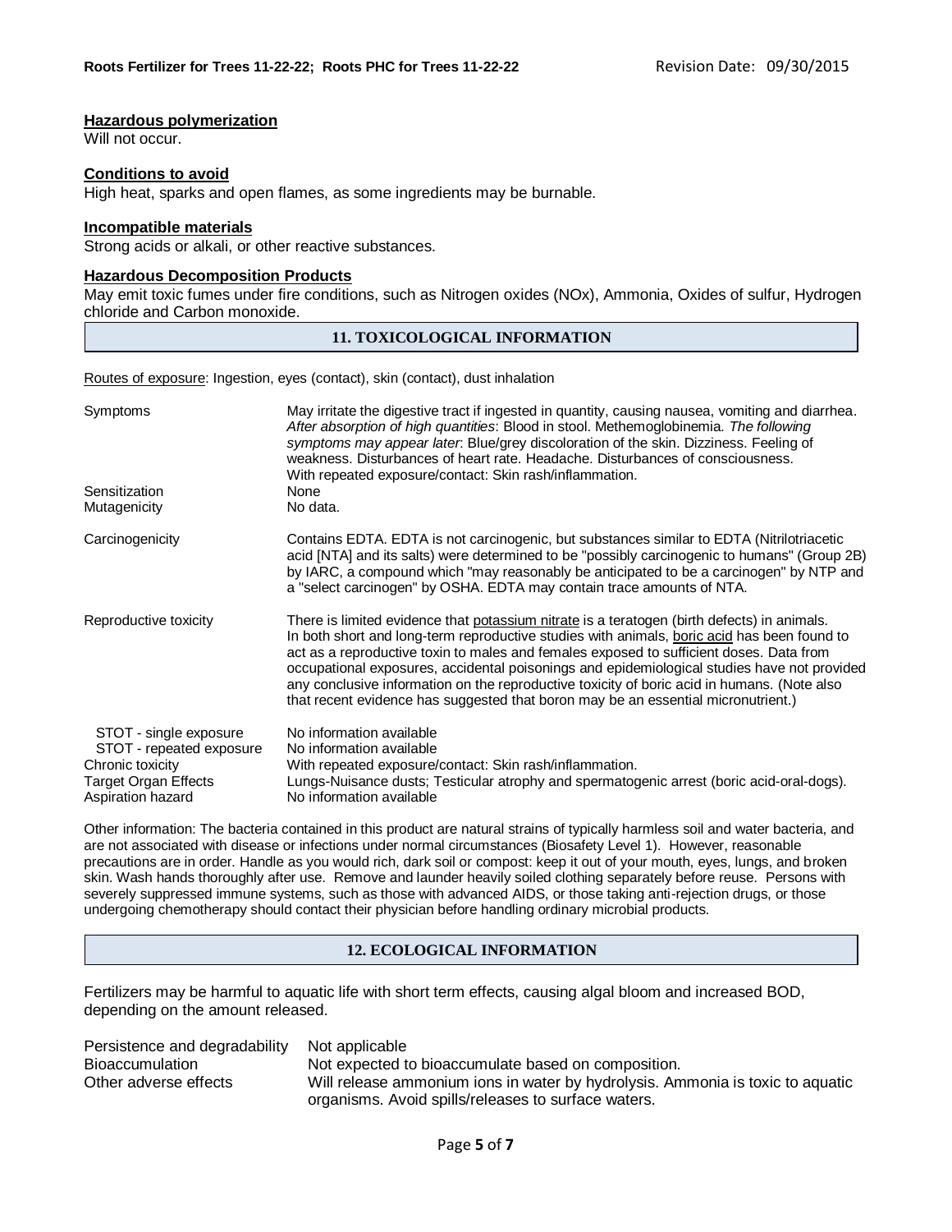**Hazardous polymerization**

Will not occur.

**Conditions to avoid**

High heat, sparks and open flames, as some ingredients may be burnable.

**Incompatible materials**

Strong acids or alkali, or other reactive substances.

**Hazardous Decomposition Products**

May emit toxic fumes under fire conditions, such as Nitrogen oxides (NOx), Ammonia, Oxides of sulfur, Hydrogen chloride and Carbon monoxide.

## 11. TOXICOLOGICAL INFORMATION

Routes of exposure: Ingestion, eyes (contact), skin (contact), dust inhalation

| | |
|---|---|
| Symptoms | May irritate the digestive tract if ingested in quantity, causing nausea, vomiting and diarrhea. *After absorption of high quantities*: Blood in stool. Methemoglobinemia. *The following symptoms may appear later*: Blue/grey discoloration of the skin. Dizziness. Feeling of weakness. Disturbances of heart rate. Headache. Disturbances of consciousness. With repeated exposure/contact: Skin rash/inflammation. |
| Sensitization | None |
| Mutagenicity | No data. |
| Carcinogenicity | Contains EDTA. EDTA is not carcinogenic, but substances similar to EDTA (Nitrilotriacetic acid [NTA] and its salts) were determined to be "possibly carcinogenic to humans" (Group 2B) by IARC, a compound which "may reasonably be anticipated to be a carcinogen" by NTP and a "select carcinogen" by OSHA. EDTA may contain trace amounts of NTA. |
| Reproductive toxicity | There is limited evidence that potassium nitrate is a teratogen (birth defects) in animals. In both short and long-term reproductive studies with animals, boric acid has been found to act as a reproductive toxin to males and females exposed to sufficient doses. Data from occupational exposures, accidental poisonings and epidemiological studies have not provided any conclusive information on the reproductive toxicity of boric acid in humans. (Note also that recent evidence has suggested that boron may be an essential micronutrient.) |
| STOT - single exposure | No information available |
| STOT - repeated exposure | No information available |
| Chronic toxicity | With repeated exposure/contact: Skin rash/inflammation. |
| Target Organ Effects | Lungs-Nuisance dusts; Testicular atrophy and spermatogenic arrest (boric acid-oral-dogs). |
| Aspiration hazard | No information available |

Other information: The bacteria contained in this product are natural strains of typically harmless soil and water bacteria, and are not associated with disease or infections under normal circumstances (Biosafety Level 1). However, reasonable precautions are in order. Handle as you would rich, dark soil or compost: keep it out of your mouth, eyes, lungs, and broken skin. Wash hands thoroughly after use. Remove and launder heavily soiled clothing separately before reuse. Persons with severely suppressed immune systems, such as those with advanced AIDS, or those taking anti-rejection drugs, or those undergoing chemotherapy should contact their physician before handling ordinary microbial products.

## 12. ECOLOGICAL INFORMATION

Fertilizers may be harmful to aquatic life with short term effects, causing algal bloom and increased BOD, depending on the amount released.

| | |
|---|---|
| Persistence and degradability | Not applicable |
| Bioaccumulation | Not expected to bioaccumulate based on composition. |
| Other adverse effects | Will release ammonium ions in water by hydrolysis. Ammonia is toxic to aquatic organisms. Avoid spills/releases to surface waters. |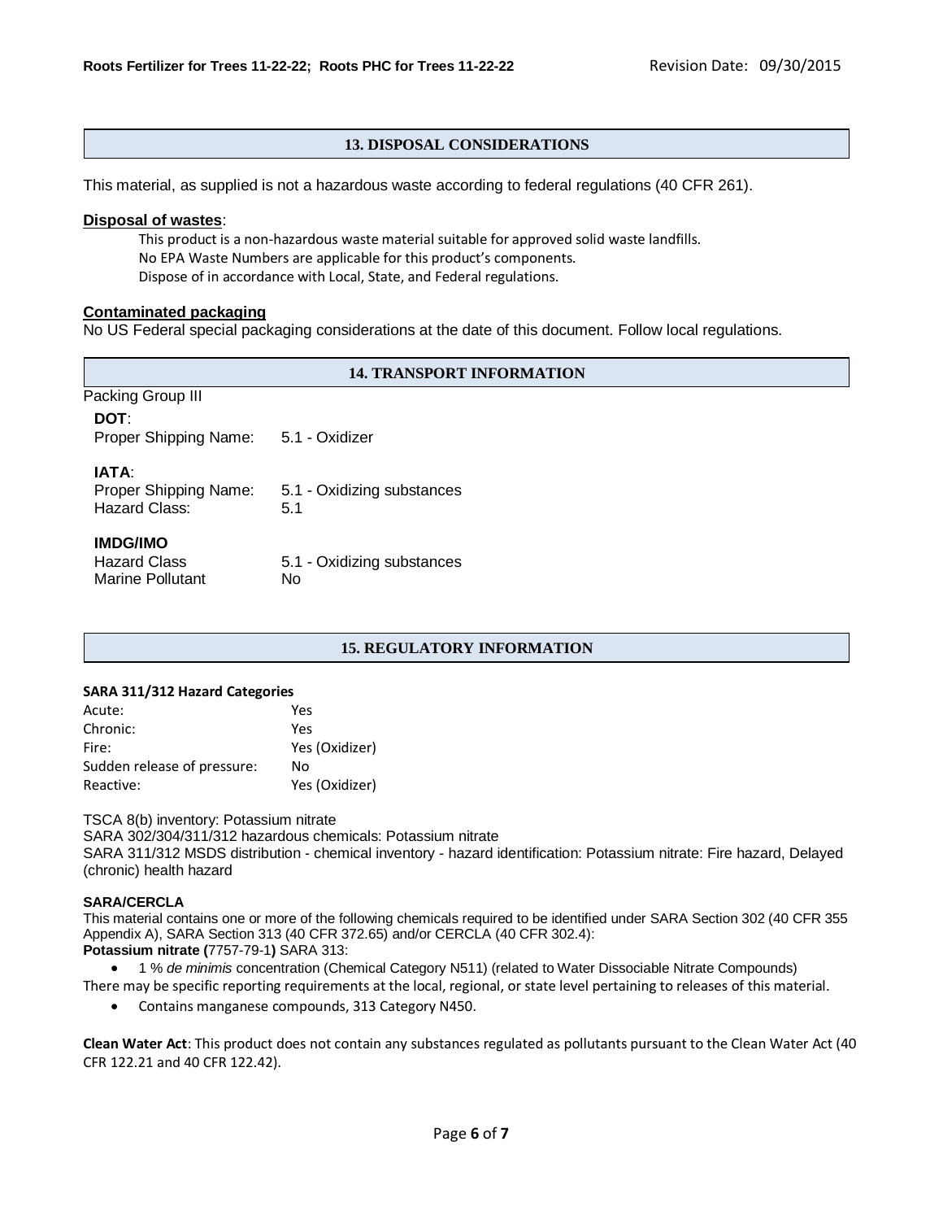## 13. DISPOSAL CONSIDERATIONS

This material, as supplied is not a hazardous waste according to federal regulations (40 CFR 261).

**Disposal of wastes**:

This product is a non-hazardous waste material suitable for approved solid waste landfills.
No EPA Waste Numbers are applicable for this product's components.
Dispose of in accordance with Local, State, and Federal regulations.

**Contaminated packaging**

No US Federal special packaging considerations at the date of this document. Follow local regulations.

## 14. TRANSPORT INFORMATION

Packing Group III

**DOT**:

| | |
|---|---|
| Proper Shipping Name: | 5.1 - Oxidizer |

**IATA**:

| | |
|---|---|
| Proper Shipping Name: | 5.1 - Oxidizing substances |
| Hazard Class: | 5.1 |

**IMDG/IMO**

| | |
|---|---|
| Hazard Class | 5.1 - Oxidizing substances |
| Marine Pollutant | No |

## 15. REGULATORY INFORMATION

**SARA 311/312 Hazard Categories**

| | |
|---|---|
| Acute: | Yes |
| Chronic: | Yes |
| Fire: | Yes (Oxidizer) |
| Sudden release of pressure: | No |
| Reactive: | Yes (Oxidizer) |

TSCA 8(b) inventory: Potassium nitrate
SARA 302/304/311/312 hazardous chemicals: Potassium nitrate
SARA 311/312 MSDS distribution - chemical inventory - hazard identification: Potassium nitrate: Fire hazard, Delayed (chronic) health hazard

**SARA/CERCLA**

This material contains one or more of the following chemicals required to be identified under SARA Section 302 (40 CFR 355 Appendix A), SARA Section 313 (40 CFR 372.65) and/or CERCLA (40 CFR 302.4):
**Potassium nitrate (**7757-79-1**)** SARA 313:

- 1 % *de minimis* concentration (Chemical Category N511) (related to Water Dissociable Nitrate Compounds)

There may be specific reporting requirements at the local, regional, or state level pertaining to releases of this material.

- Contains manganese compounds, 313 Category N450.

**Clean Water Act**: This product does not contain any substances regulated as pollutants pursuant to the Clean Water Act (40 CFR 122.21 and 40 CFR 122.42).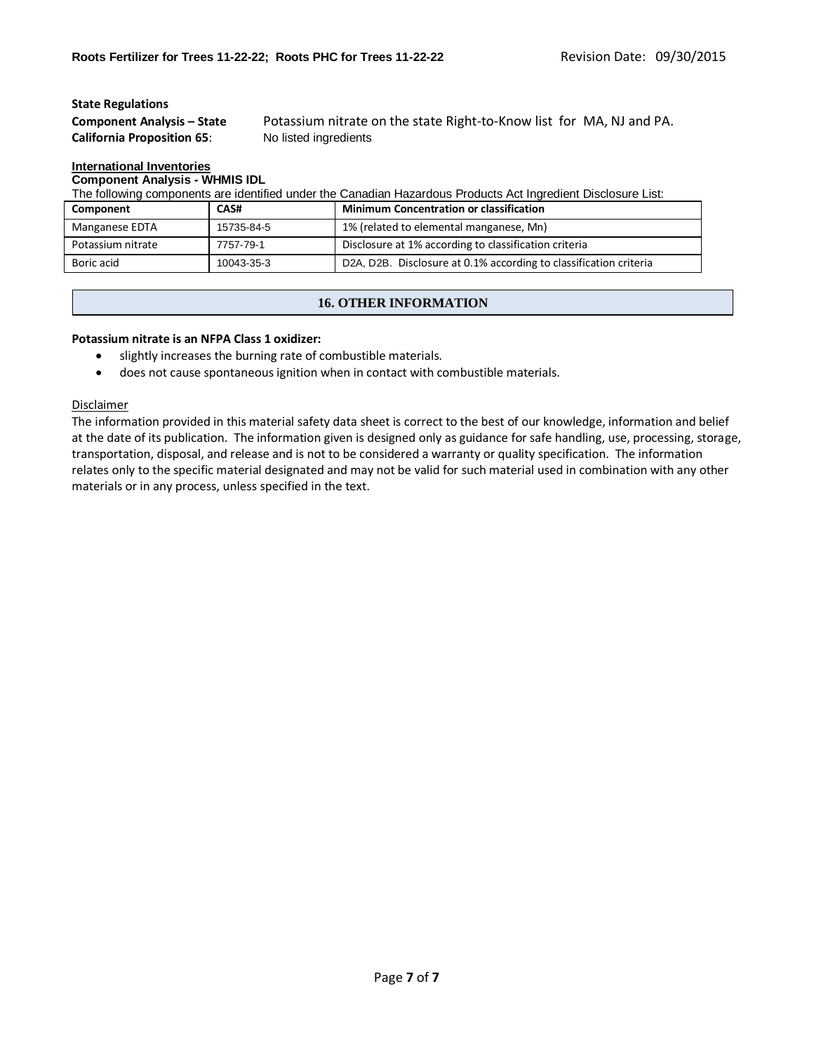**State Regulations**

**Component Analysis – State** Potassium nitrate on the state Right-to-Know list for MA, NJ and PA.

**California Proposition 65**: No listed ingredients

**International Inventories**

**Component Analysis - WHMIS IDL**

The following components are identified under the Canadian Hazardous Products Act Ingredient Disclosure List:

| Component | CAS# | Minimum Concentration or classification |
|---|---|---|
| Manganese EDTA | 15735-84-5 | 1% (related to elemental manganese, Mn) |
| Potassium nitrate | 7757-79-1 | Disclosure at 1% according to classification criteria |
| Boric acid | 10043-35-3 | D2A, D2B. Disclosure at 0.1% according to classification criteria |

## 16. OTHER INFORMATION

**Potassium nitrate is an NFPA Class 1 oxidizer:**

- slightly increases the burning rate of combustible materials.
- does not cause spontaneous ignition when in contact with combustible materials.

Disclaimer

The information provided in this material safety data sheet is correct to the best of our knowledge, information and belief at the date of its publication. The information given is designed only as guidance for safe handling, use, processing, storage, transportation, disposal, and release and is not to be considered a warranty or quality specification. The information relates only to the specific material designated and may not be valid for such material used in combination with any other materials or in any process, unless specified in the text.